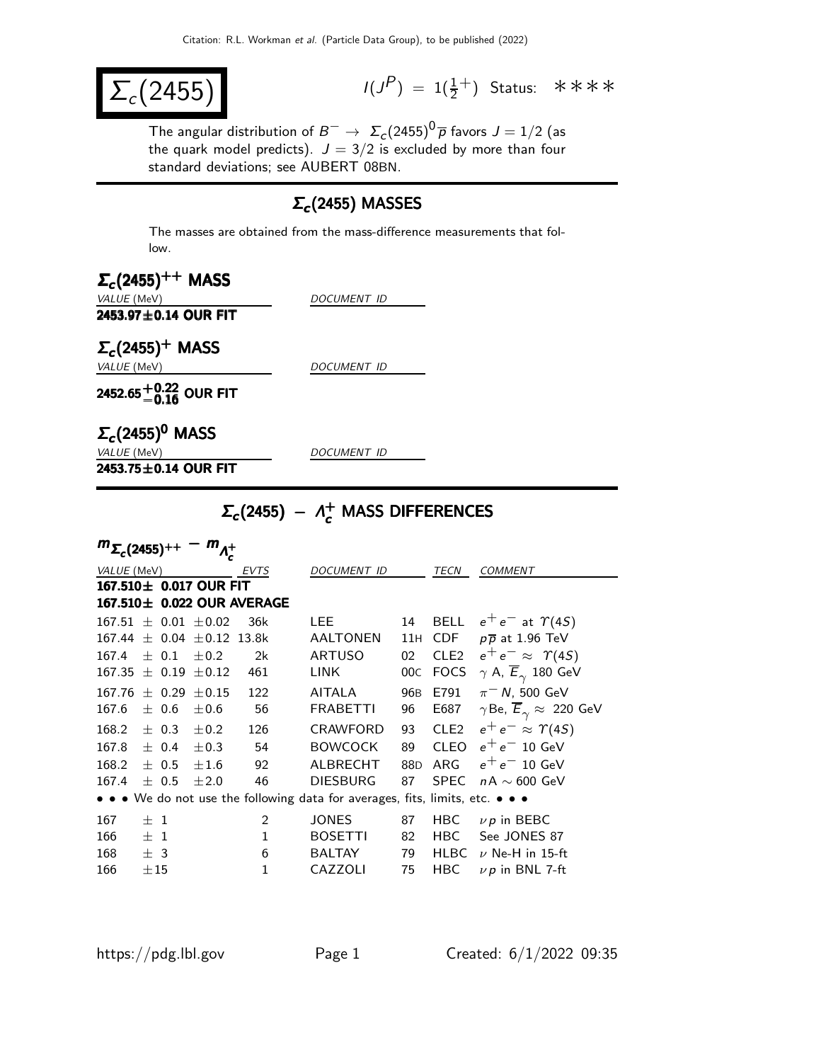# $\Sigma_c(2455)$

$I(J^P) = 1(\frac{1}{2}^+)$ Status: ∗∗∗∗

The angular distribution of $B^- \to \Sigma_c(2455)^0 \overline{p}$ favors $J = 1/2$ (as the quark model predicts). $J = 3/2$ is excluded by more than four standard deviations; see AUBERT 08BN.

## $\Sigma_c(2455)$ MASSES

The masses are obtained from the mass-difference measurements that follow.

### $\Sigma_c(2455)^{++}$ MASS

| *VALUE* (MeV) | *DOCUMENT ID* |
|---|---|
| **2453.97±0.14 OUR FIT** | |

### $\Sigma_c(2455)^{+}$ MASS

| *VALUE* (MeV) | *DOCUMENT ID* |
|---|---|
| **$2452.65^{+0.22}_{-0.16}$ OUR FIT** | |

### $\Sigma_c(2455)^{0}$ MASS

| *VALUE* (MeV) | *DOCUMENT ID* |
|---|---|
| **2453.75±0.14 OUR FIT** | |

## $\Sigma_c(2455) - \Lambda_c^+$ MASS DIFFERENCES

### $m_{\Sigma_c(2455)^{++}} - m_{\Lambda_c^+}$

| *VALUE* (MeV) | *EVTS* | *DOCUMENT ID* | | *TECN* | *COMMENT* |
|---|---|---|---|---|---|
| **167.510± 0.017 OUR FIT** | | | | | |
| **167.510± 0.022 OUR AVERAGE** | | | | | |
| 167.51 ± 0.01 ±0.02 | 36k | LEE | 14 | BELL | $e^+e^-$ at $\Upsilon(4S)$ |
| 167.44 ± 0.04 ±0.12 | 13.8k | AALTONEN | 11H | CDF | $p\overline{p}$ at 1.96 TeV |
| 167.4 ± 0.1 ±0.2 | 2k | ARTUSO | 02 | CLE2 | $e^+e^- \approx \Upsilon(4S)$ |
| 167.35 ± 0.19 ±0.12 | 461 | LINK | 00C | FOCS | $\gamma$ A, $\overline{E}_\gamma$ 180 GeV |
| 167.76 ± 0.29 ±0.15 | 122 | AITALA | 96B | E791 | $\pi^-$ N, 500 GeV |
| 167.6 ± 0.6 ±0.6 | 56 | FRABETTI | 96 | E687 | $\gamma$Be, $\overline{E}_\gamma \approx$ 220 GeV |
| 168.2 ± 0.3 ±0.2 | 126 | CRAWFORD | 93 | CLE2 | $e^+e^- \approx \Upsilon(4S)$ |
| 167.8 ± 0.4 ±0.3 | 54 | BOWCOCK | 89 | CLEO | $e^+e^-$ 10 GeV |
| 168.2 ± 0.5 ±1.6 | 92 | ALBRECHT | 88D | ARG | $e^+e^-$ 10 GeV |
| 167.4 ± 0.5 ±2.0 | 46 | DIESBURG | 87 | SPEC | $n$A ∼ 600 GeV |
| • • • We do not use the following data for averages, fits, limits, etc. • • • | | | | | |
| 167 ± 1 | 2 | JONES | 87 | HBC | $\nu p$ in BEBC |
| 166 ± 1 | 1 | BOSETTI | 82 | HBC | See JONES 87 |
| 168 ± 3 | 6 | BALTAY | 79 | HLBC | $\nu$ Ne-H in 15-ft |
| 166 ±15 | 1 | CAZZOLI | 75 | HBC | $\nu p$ in BNL 7-ft |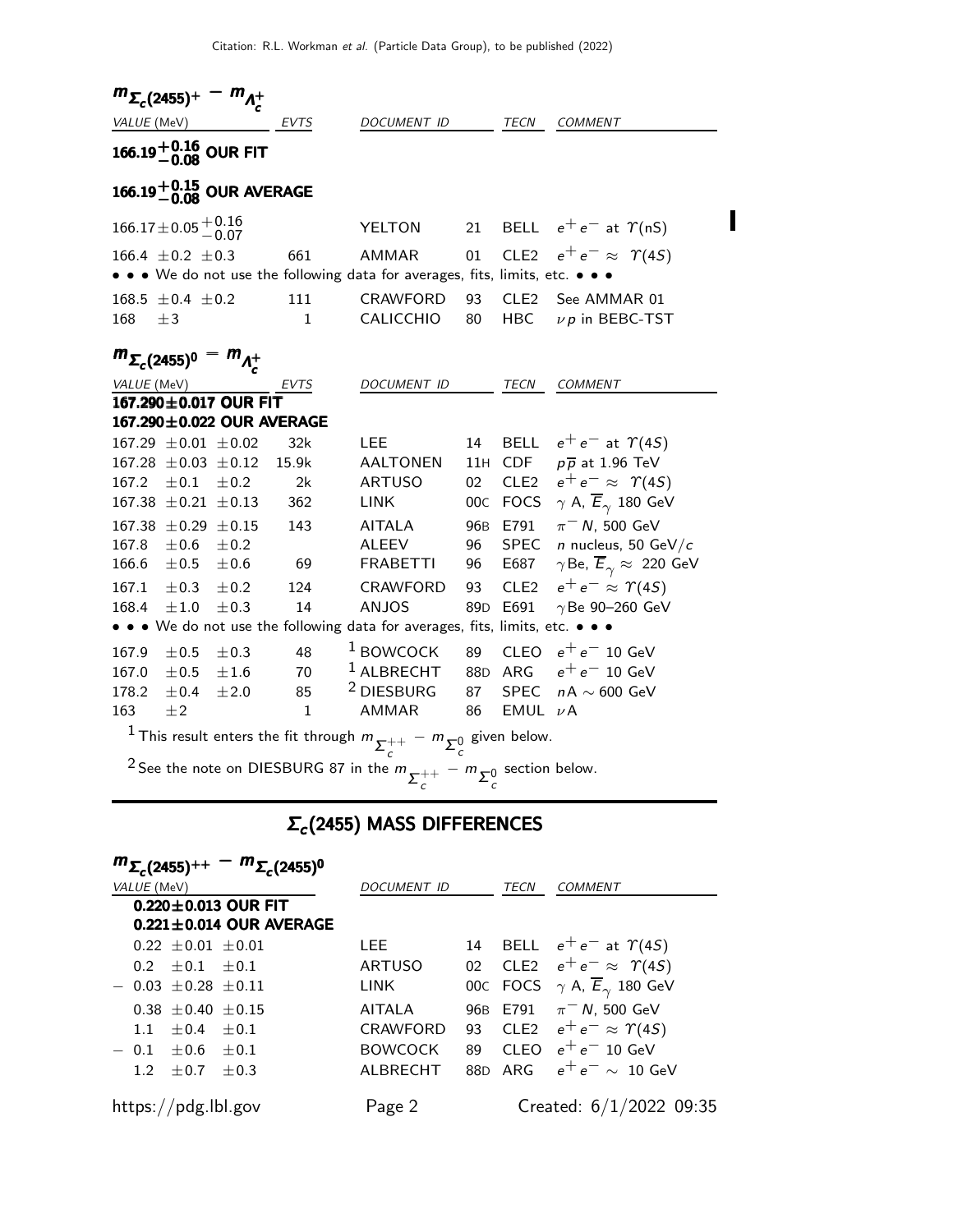### $m_{\Sigma_c(2455)^+} - m_{\Lambda_c^+}$

| VALUE (MeV) | EVTS | DOCUMENT ID | | TECN | COMMENT |
|---|---|---|---|---|---|
| **$166.19^{+0.16}_{-0.08}$ OUR FIT** | | | | | |
| **$166.19^{+0.15}_{-0.08}$ OUR AVERAGE** | | | | | |
| $166.17 \pm 0.05 ^{+0.16}_{-0.07}$ | | YELTON | 21 | BELL | $e^+e^-$ at $\Upsilon(nS)$ |
| $166.4 \pm 0.2 \pm 0.3$ | 661 | AMMAR | 01 | CLE2 | $e^+e^- \approx \Upsilon(4S)$ |
| • • • We do not use the following data for averages, fits, limits, etc. • • • | | | | | |
| $168.5 \pm 0.4 \pm 0.2$ | 111 | CRAWFORD | 93 | CLE2 | See AMMAR 01 |
| $168 \pm 3$ | 1 | CALICCHIO | 80 | HBC | $\nu p$ in BEBC-TST |

### $m_{\Sigma_c(2455)^0} - m_{\Lambda_c^+}$

| VALUE (MeV) | EVTS | DOCUMENT ID | | TECN | COMMENT |
|---|---|---|---|---|---|
| **167.290±0.017 OUR FIT** | | | | | |
| **167.290±0.022 OUR AVERAGE** | | | | | |
| $167.29 \pm 0.01 \pm 0.02$ | 32k | LEE | 14 | BELL | $e^+e^-$ at $\Upsilon(4S)$ |
| $167.28 \pm 0.03 \pm 0.12$ | 15.9k | AALTONEN | 11H | CDF | $p\overline{p}$ at 1.96 TeV |
| $167.2 \pm 0.1 \pm 0.2$ | 2k | ARTUSO | 02 | CLE2 | $e^+e^- \approx \Upsilon(4S)$ |
| $167.38 \pm 0.21 \pm 0.13$ | 362 | LINK | 00C | FOCS | $\gamma$ A, $\overline{E}_\gamma$ 180 GeV |
| $167.38 \pm 0.29 \pm 0.15$ | 143 | AITALA | 96B | E791 | $\pi^- N$, 500 GeV |
| $167.8 \pm 0.6 \pm 0.2$ | | ALEEV | 96 | SPEC | $n$ nucleus, 50 GeV/$c$ |
| $166.6 \pm 0.5 \pm 0.6$ | 69 | FRABETTI | 96 | E687 | $\gamma$Be, $\overline{E}_\gamma \approx$ 220 GeV |
| $167.1 \pm 0.3 \pm 0.2$ | 124 | CRAWFORD | 93 | CLE2 | $e^+e^- \approx \Upsilon(4S)$ |
| $168.4 \pm 1.0 \pm 0.3$ | 14 | ANJOS | 89D | E691 | $\gamma$Be 90–260 GeV |
| • • • We do not use the following data for averages, fits, limits, etc. • • • | | | | | |
| $167.9 \pm 0.5 \pm 0.3$ | 48 | [1] BOWCOCK | 89 | CLEO | $e^+e^-$ 10 GeV |
| $167.0 \pm 0.5 \pm 1.6$ | 70 | [1] ALBRECHT | 88D | ARG | $e^+e^-$ 10 GeV |
| $178.2 \pm 0.4 \pm 2.0$ | 85 | [2] DIESBURG | 87 | SPEC | $nA \sim 600$ GeV |
| $163 \pm 2$ | 1 | AMMAR | 86 | EMUL | $\nu A$ |

[1] This result enters the fit through $m_{\Sigma_c^{++}} - m_{\Sigma_c^0}$ given below.

[2] See the note on DIESBURG 87 in the $m_{\Sigma_c^{++}} - m_{\Sigma_c^0}$ section below.

## $\Sigma_c(2455)$ MASS DIFFERENCES

### $m_{\Sigma_c(2455)^{++}} - m_{\Sigma_c(2455)^0}$

| VALUE (MeV) | DOCUMENT ID | | TECN | COMMENT |
|---|---|---|---|---|
| **0.220±0.013 OUR FIT** | | | | |
| **0.221±0.014 OUR AVERAGE** | | | | |
| $0.22 \pm 0.01 \pm 0.01$ | LEE | 14 | BELL | $e^+e^-$ at $\Upsilon(4S)$ |
| $0.2 \pm 0.1 \pm 0.1$ | ARTUSO | 02 | CLE2 | $e^+e^- \approx \Upsilon(4S)$ |
| $-0.03 \pm 0.28 \pm 0.11$ | LINK | 00C | FOCS | $\gamma$ A, $\overline{E}_\gamma$ 180 GeV |
| $0.38 \pm 0.40 \pm 0.15$ | AITALA | 96B | E791 | $\pi^- N$, 500 GeV |
| $1.1 \pm 0.4 \pm 0.1$ | CRAWFORD | 93 | CLE2 | $e^+e^- \approx \Upsilon(4S)$ |
| $-0.1 \pm 0.6 \pm 0.1$ | BOWCOCK | 89 | CLEO | $e^+e^-$ 10 GeV |
| $1.2 \pm 0.7 \pm 0.3$ | ALBRECHT | 88D | ARG | $e^+e^- \sim$ 10 GeV |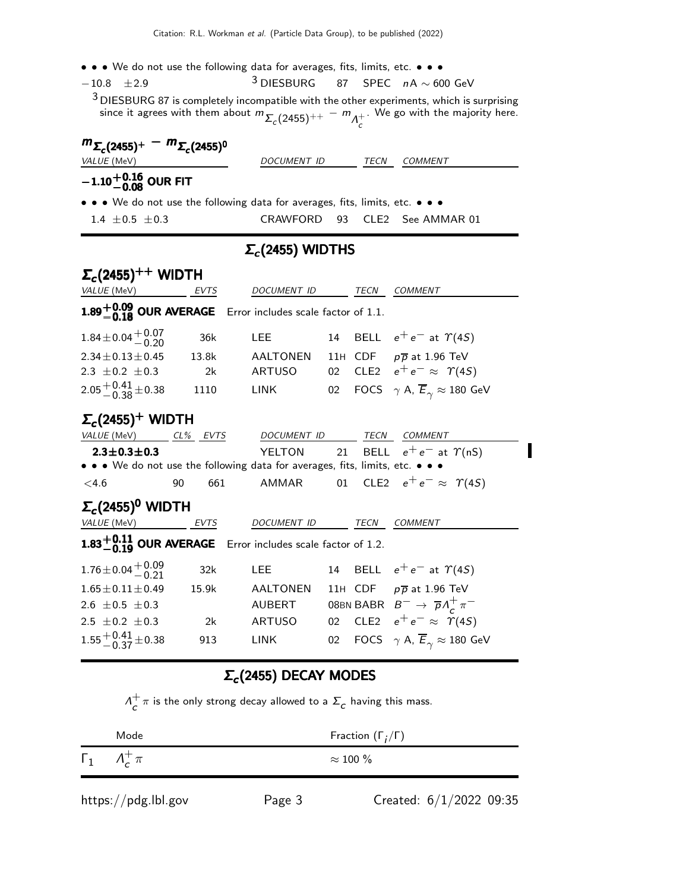• • • We do not use the following data for averages, fits, limits, etc. • • •

| | | | |
|---|---|---|---|
| $-10.8 \pm 2.9$ | [3] DIESBURG 87 | SPEC | $nA \sim 600$ GeV |

[3] DIESBURG 87 is completely incompatible with the other experiments, which is surprising since it agrees with them about $m_{\Sigma_c(2455)^{++}} - m_{\Lambda_c^+}$. We go with the majority here.

### $m_{\Sigma_c(2455)^+} - m_{\Sigma_c(2455)^0}$

| VALUE (MeV) | DOCUMENT ID | TECN | COMMENT |
|---|---|---|---|
| $-1.10^{+0.16}_{-0.08}$ **OUR FIT** | | | |
| • • • We do not use the following data for averages, fits, limits, etc. • • • | | | |
| $1.4 \pm 0.5 \pm 0.3$ | CRAWFORD 93 | CLE2 | See AMMAR 01 |

## $\Sigma_c(2455)$ WIDTHS

### $\Sigma_c(2455)^{++}$ WIDTH

| VALUE (MeV) | EVTS | DOCUMENT ID | TECN | COMMENT |
|---|---|---|---|---|
| $1.89^{+0.09}_{-0.18}$ **OUR AVERAGE** Error includes scale factor of 1.1. | | | | |
| $1.84 \pm 0.04^{+0.07}_{-0.20}$ | 36k | LEE 14 | BELL | $e^+e^-$ at $\Upsilon(4S)$ |
| $2.34 \pm 0.13 \pm 0.45$ | 13.8k | AALTONEN 11H | CDF | $p\overline{p}$ at 1.96 TeV |
| $2.3 \pm 0.2 \pm 0.3$ | 2k | ARTUSO 02 | CLE2 | $e^+e^- \approx \Upsilon(4S)$ |
| $2.05^{+0.41}_{-0.38} \pm 0.38$ | 1110 | LINK 02 | FOCS | $\gamma$ A, $\overline{E}_\gamma \approx 180$ GeV |

### $\Sigma_c(2455)^+$ WIDTH

| VALUE (MeV) | CL% | EVTS | DOCUMENT ID | TECN | COMMENT |
|---|---|---|---|---|---|
| **$2.3 \pm 0.3 \pm 0.3$** | | | YELTON 21 | BELL | $e^+e^-$ at $\Upsilon(nS)$ |
| • • • We do not use the following data for averages, fits, limits, etc. • • • | | | | | |
| $<4.6$ | 90 | 661 | AMMAR 01 | CLE2 | $e^+e^- \approx \Upsilon(4S)$ |

### $\Sigma_c(2455)^0$ WIDTH

| VALUE (MeV) | EVTS | DOCUMENT ID | TECN | COMMENT |
|---|---|---|---|---|
| $1.83^{+0.11}_{-0.19}$ **OUR AVERAGE** Error includes scale factor of 1.2. | | | | |
| $1.76 \pm 0.04^{+0.09}_{-0.21}$ | 32k | LEE 14 | BELL | $e^+e^-$ at $\Upsilon(4S)$ |
| $1.65 \pm 0.11 \pm 0.49$ | 15.9k | AALTONEN 11H | CDF | $p\overline{p}$ at 1.96 TeV |
| $2.6 \pm 0.5 \pm 0.3$ | | AUBERT 08BN | BABR | $B^- \to \overline{p}\Lambda_c^+\pi^-$ |
| $2.5 \pm 0.2 \pm 0.3$ | 2k | ARTUSO 02 | CLE2 | $e^+e^- \approx \Upsilon(4S)$ |
| $1.55^{+0.41}_{-0.37} \pm 0.38$ | 913 | LINK 02 | FOCS | $\gamma$ A, $\overline{E}_\gamma \approx 180$ GeV |

## $\Sigma_c(2455)$ DECAY MODES

$\Lambda_c^+\pi$ is the only strong decay allowed to a $\Sigma_c$ having this mass.

| | Mode | Fraction ($\Gamma_i/\Gamma$) |
|---|---|---|
| $\Gamma_1$ | $\Lambda_c^+\pi$ | $\approx 100$ % |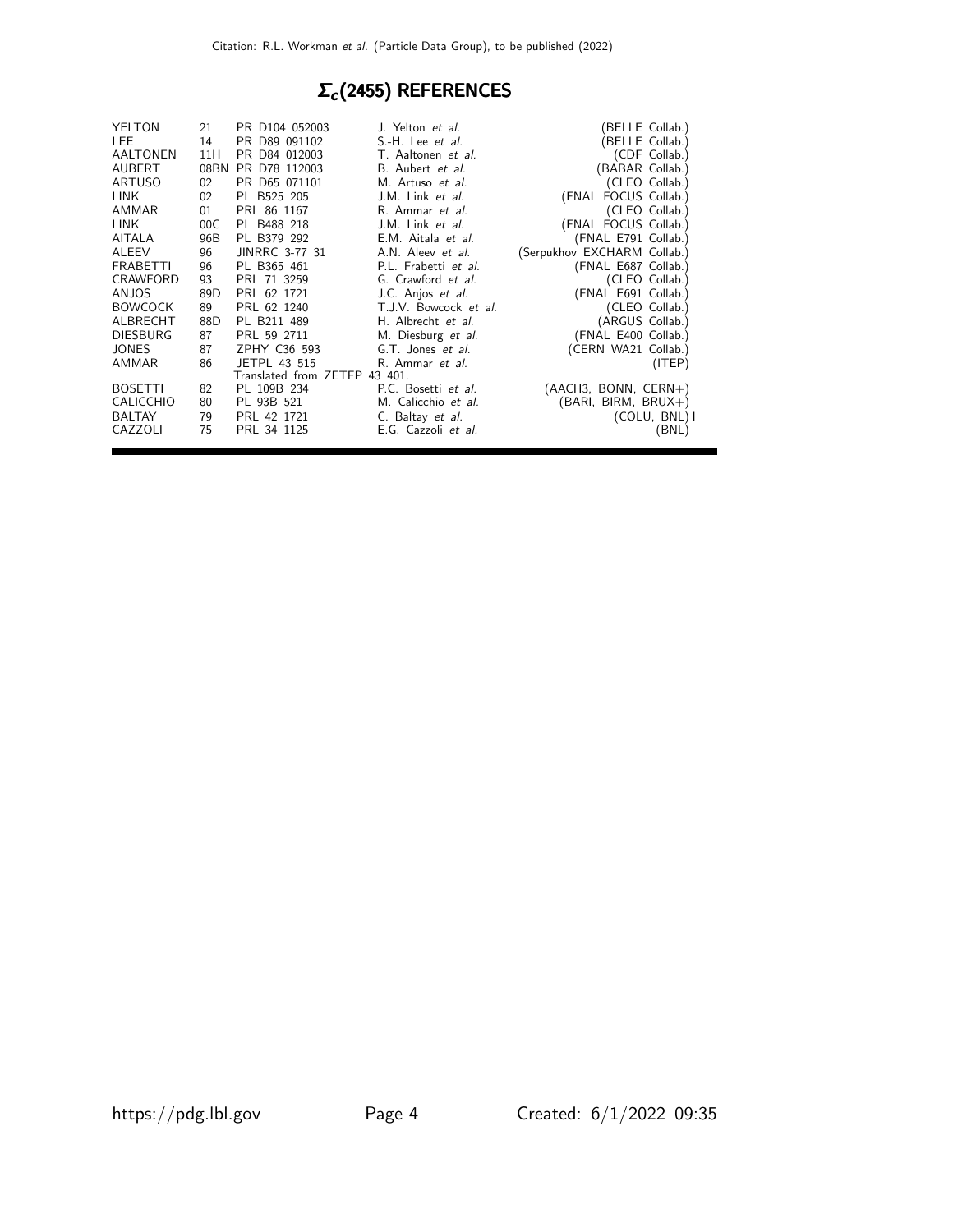# $\Sigma_c(2455)$ REFERENCES

| | | | | |
|---|---|---|---|---|
| YELTON | 21 | PR D104 052003 | J. Yelton *et al.* | (BELLE Collab.) |
| LEE | 14 | PR D89 091102 | S.-H. Lee *et al.* | (BELLE Collab.) |
| AALTONEN | 11H | PR D84 012003 | T. Aaltonen *et al.* | (CDF Collab.) |
| AUBERT | 08BN | PR D78 112003 | B. Aubert *et al.* | (BABAR Collab.) |
| ARTUSO | 02 | PR D65 071101 | M. Artuso *et al.* | (CLEO Collab.) |
| LINK | 02 | PL B525 205 | J.M. Link *et al.* | (FNAL FOCUS Collab.) |
| AMMAR | 01 | PRL 86 1167 | R. Ammar *et al.* | (CLEO Collab.) |
| LINK | 00C | PL B488 218 | J.M. Link *et al.* | (FNAL FOCUS Collab.) |
| AITALA | 96B | PL B379 292 | E.M. Aitala *et al.* | (FNAL E791 Collab.) |
| ALEEV | 96 | JINRRC 3-77 31 | A.N. Aleev *et al.* | (Serpukhov EXCHARM Collab.) |
| FRABETTI | 96 | PL B365 461 | P.L. Frabetti *et al.* | (FNAL E687 Collab.) |
| CRAWFORD | 93 | PRL 71 3259 | G. Crawford *et al.* | (CLEO Collab.) |
| ANJOS | 89D | PRL 62 1721 | J.C. Anjos *et al.* | (FNAL E691 Collab.) |
| BOWCOCK | 89 | PRL 62 1240 | T.J.V. Bowcock *et al.* | (CLEO Collab.) |
| ALBRECHT | 88D | PL B211 489 | H. Albrecht *et al.* | (ARGUS Collab.) |
| DIESBURG | 87 | PRL 59 2711 | M. Diesburg *et al.* | (FNAL E400 Collab.) |
| JONES | 87 | ZPHY C36 593 | G.T. Jones *et al.* | (CERN WA21 Collab.) |
| AMMAR | 86 | JETPL 43 515 | R. Ammar *et al.* | (ITEP) |
| | | Translated from ZETFP 43 401. | | |
| BOSETTI | 82 | PL 109B 234 | P.C. Bosetti *et al.* | (AACH3, BONN, CERN+) |
| CALICCHIO | 80 | PL 93B 521 | M. Calicchio *et al.* | (BARI, BIRM, BRUX+) |
| BALTAY | 79 | PRL 42 1721 | C. Baltay *et al.* | (COLU, BNL) I |
| CAZZOLI | 75 | PRL 34 1125 | E.G. Cazzoli *et al.* | (BNL) |